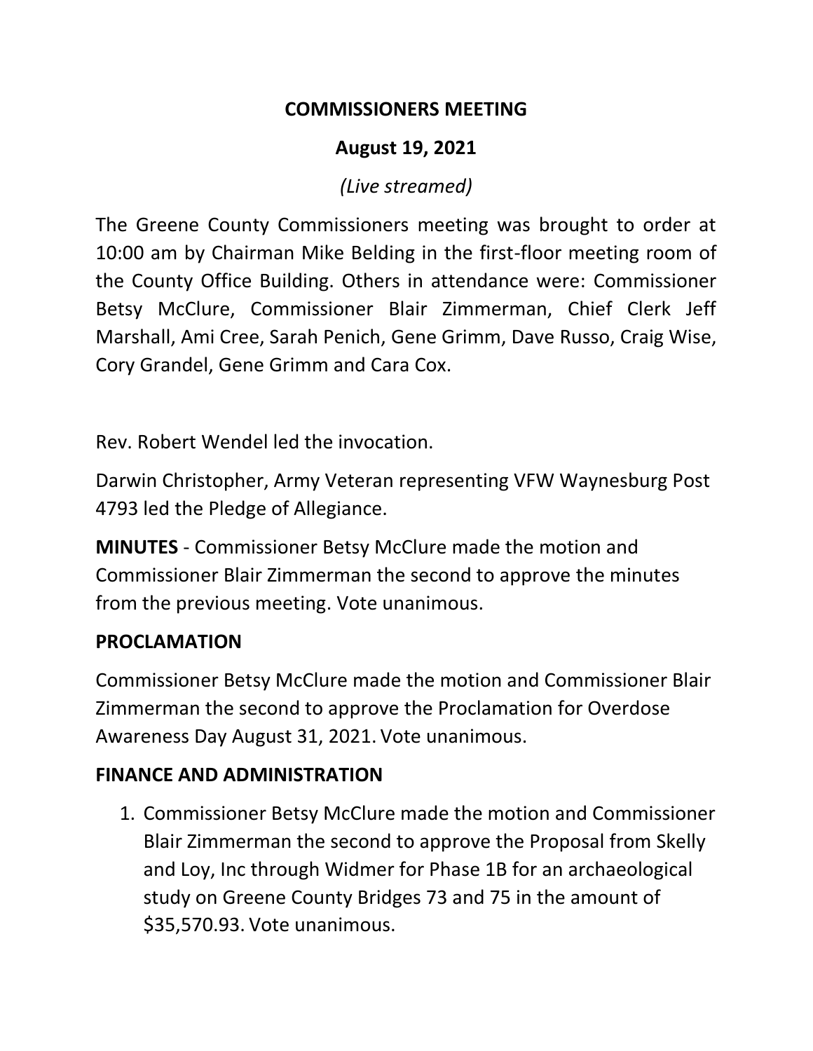# COMMISSIONERS MEETING

## August 19, 2021

*(Live streamed)*

The Greene County Commissioners meeting was brought to order at 10:00 am by Chairman Mike Belding in the first-floor meeting room of the County Office Building. Others in attendance were: Commissioner Betsy McClure, Commissioner Blair Zimmerman, Chief Clerk Jeff Marshall, Ami Cree, Sarah Penich, Gene Grimm, Dave Russo, Craig Wise, Cory Grandel, Gene Grimm and Cara Cox.

Rev. Robert Wendel led the invocation.

Darwin Christopher, Army Veteran representing VFW Waynesburg Post 4793 led the Pledge of Allegiance.

**MINUTES** - Commissioner Betsy McClure made the motion and Commissioner Blair Zimmerman the second to approve the minutes from the previous meeting. Vote unanimous.

**PROCLAMATION**

Commissioner Betsy McClure made the motion and Commissioner Blair Zimmerman the second to approve the Proclamation for Overdose Awareness Day August 31, 2021. Vote unanimous.

**FINANCE AND ADMINISTRATION**

1. Commissioner Betsy McClure made the motion and Commissioner Blair Zimmerman the second to approve the Proposal from Skelly and Loy, Inc through Widmer for Phase 1B for an archaeological study on Greene County Bridges 73 and 75 in the amount of $35,570.93. Vote unanimous.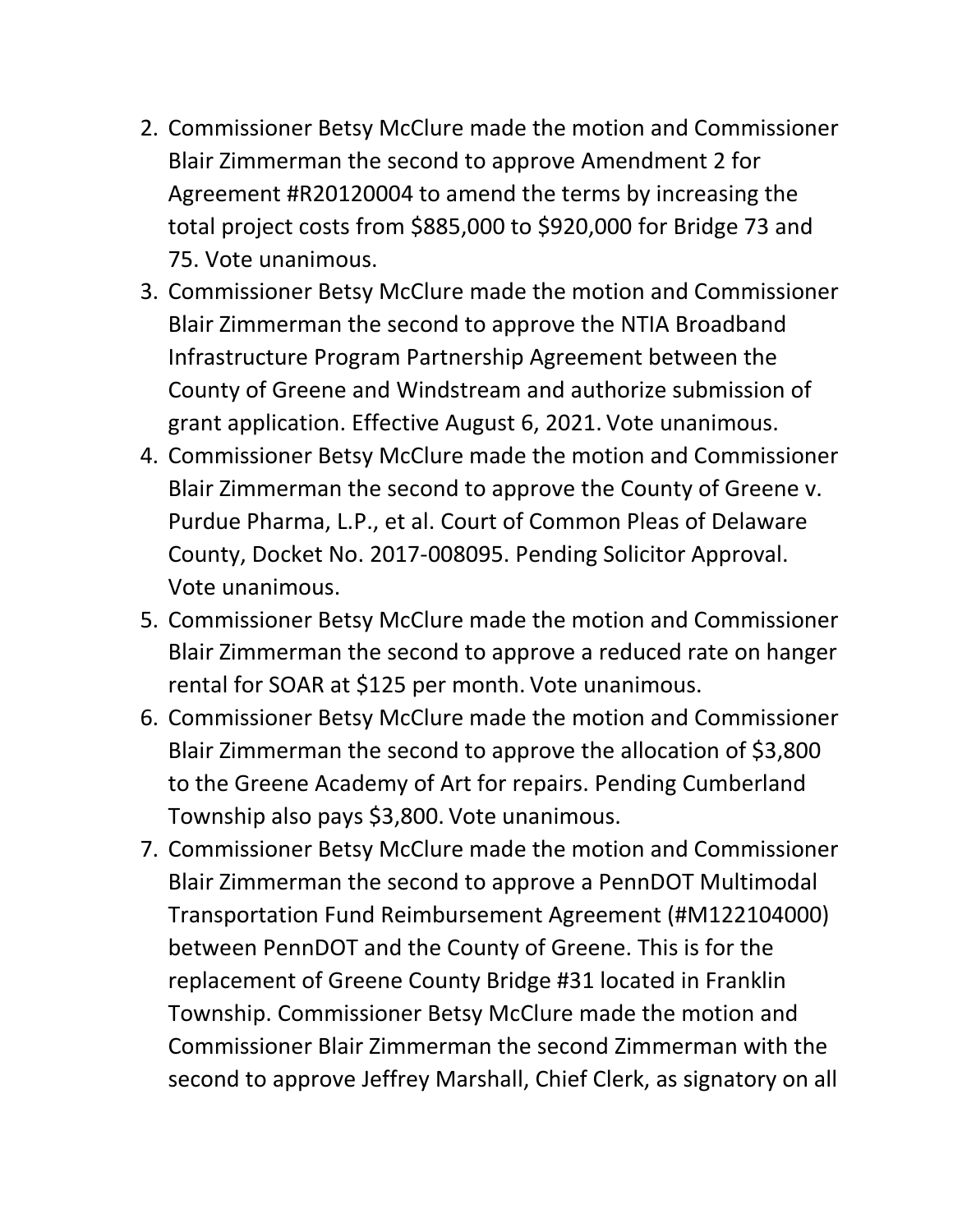2. Commissioner Betsy McClure made the motion and Commissioner Blair Zimmerman the second to approve Amendment 2 for Agreement #R20120004 to amend the terms by increasing the total project costs from $885,000 to $920,000 for Bridge 73 and 75. Vote unanimous.
3. Commissioner Betsy McClure made the motion and Commissioner Blair Zimmerman the second to approve the NTIA Broadband Infrastructure Program Partnership Agreement between the County of Greene and Windstream and authorize submission of grant application. Effective August 6, 2021. Vote unanimous.
4. Commissioner Betsy McClure made the motion and Commissioner Blair Zimmerman the second to approve the County of Greene v. Purdue Pharma, L.P., et al. Court of Common Pleas of Delaware County, Docket No. 2017-008095. Pending Solicitor Approval. Vote unanimous.
5. Commissioner Betsy McClure made the motion and Commissioner Blair Zimmerman the second to approve a reduced rate on hanger rental for SOAR at $125 per month. Vote unanimous.
6. Commissioner Betsy McClure made the motion and Commissioner Blair Zimmerman the second to approve the allocation of $3,800 to the Greene Academy of Art for repairs. Pending Cumberland Township also pays $3,800. Vote unanimous.
7. Commissioner Betsy McClure made the motion and Commissioner Blair Zimmerman the second to approve a PennDOT Multimodal Transportation Fund Reimbursement Agreement (#M122104000) between PennDOT and the County of Greene. This is for the replacement of Greene County Bridge #31 located in Franklin Township. Commissioner Betsy McClure made the motion and Commissioner Blair Zimmerman the second Zimmerman with the second to approve Jeffrey Marshall, Chief Clerk, as signatory on all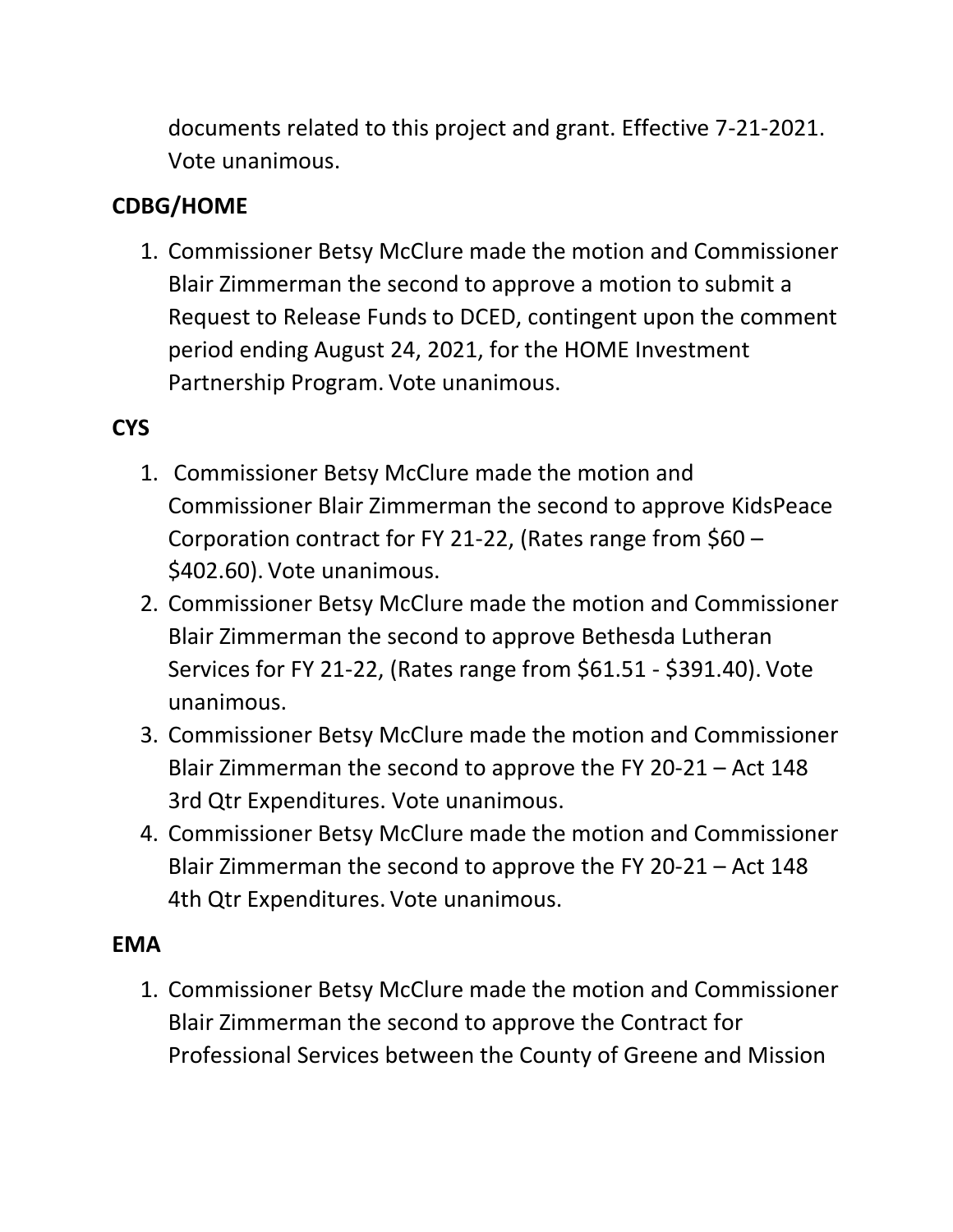documents related to this project and grant. Effective 7-21-2021. Vote unanimous.

**CDBG/HOME**

1. Commissioner Betsy McClure made the motion and Commissioner Blair Zimmerman the second to approve a motion to submit a Request to Release Funds to DCED, contingent upon the comment period ending August 24, 2021, for the HOME Investment Partnership Program. Vote unanimous.

**CYS**

1. Commissioner Betsy McClure made the motion and Commissioner Blair Zimmerman the second to approve KidsPeace Corporation contract for FY 21-22, (Rates range from $60 – $402.60). Vote unanimous.
2. Commissioner Betsy McClure made the motion and Commissioner Blair Zimmerman the second to approve Bethesda Lutheran Services for FY 21-22, (Rates range from $61.51 - $391.40). Vote unanimous.
3. Commissioner Betsy McClure made the motion and Commissioner Blair Zimmerman the second to approve the FY 20-21 – Act 148 3rd Qtr Expenditures. Vote unanimous.
4. Commissioner Betsy McClure made the motion and Commissioner Blair Zimmerman the second to approve the FY 20-21 – Act 148 4th Qtr Expenditures. Vote unanimous.

**EMA**

1. Commissioner Betsy McClure made the motion and Commissioner Blair Zimmerman the second to approve the Contract for Professional Services between the County of Greene and Mission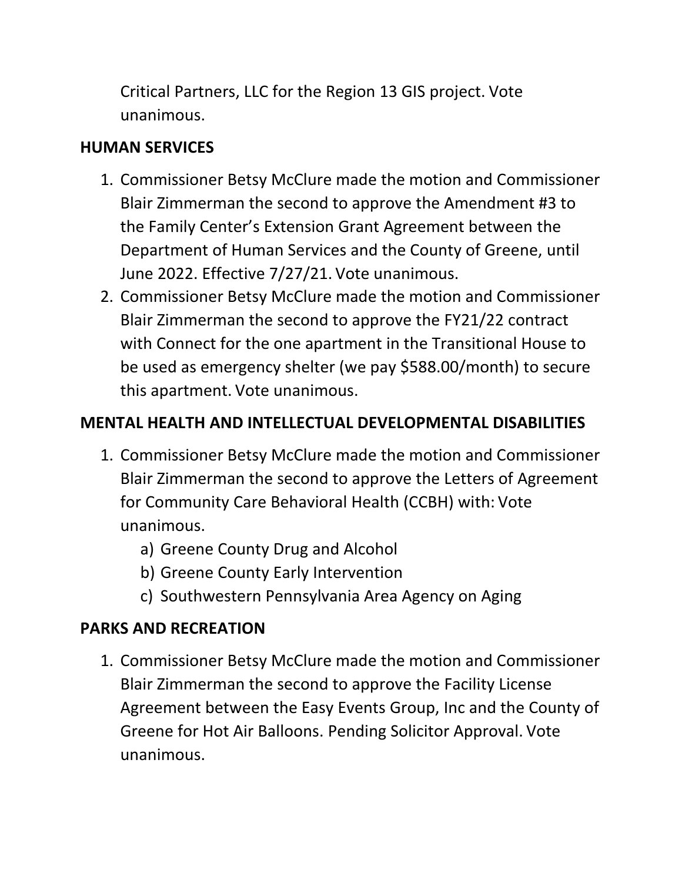Critical Partners, LLC for the Region 13 GIS project. Vote unanimous.

**HUMAN SERVICES**

1. Commissioner Betsy McClure made the motion and Commissioner Blair Zimmerman the second to approve the Amendment #3 to the Family Center's Extension Grant Agreement between the Department of Human Services and the County of Greene, until June 2022. Effective 7/27/21. Vote unanimous.
2. Commissioner Betsy McClure made the motion and Commissioner Blair Zimmerman the second to approve the FY21/22 contract with Connect for the one apartment in the Transitional House to be used as emergency shelter (we pay $588.00/month) to secure this apartment. Vote unanimous.

**MENTAL HEALTH AND INTELLECTUAL DEVELOPMENTAL DISABILITIES**

1. Commissioner Betsy McClure made the motion and Commissioner Blair Zimmerman the second to approve the Letters of Agreement for Community Care Behavioral Health (CCBH) with: Vote unanimous.
   a) Greene County Drug and Alcohol
   b) Greene County Early Intervention
   c) Southwestern Pennsylvania Area Agency on Aging

**PARKS AND RECREATION**

1. Commissioner Betsy McClure made the motion and Commissioner Blair Zimmerman the second to approve the Facility License Agreement between the Easy Events Group, Inc and the County of Greene for Hot Air Balloons. Pending Solicitor Approval. Vote unanimous.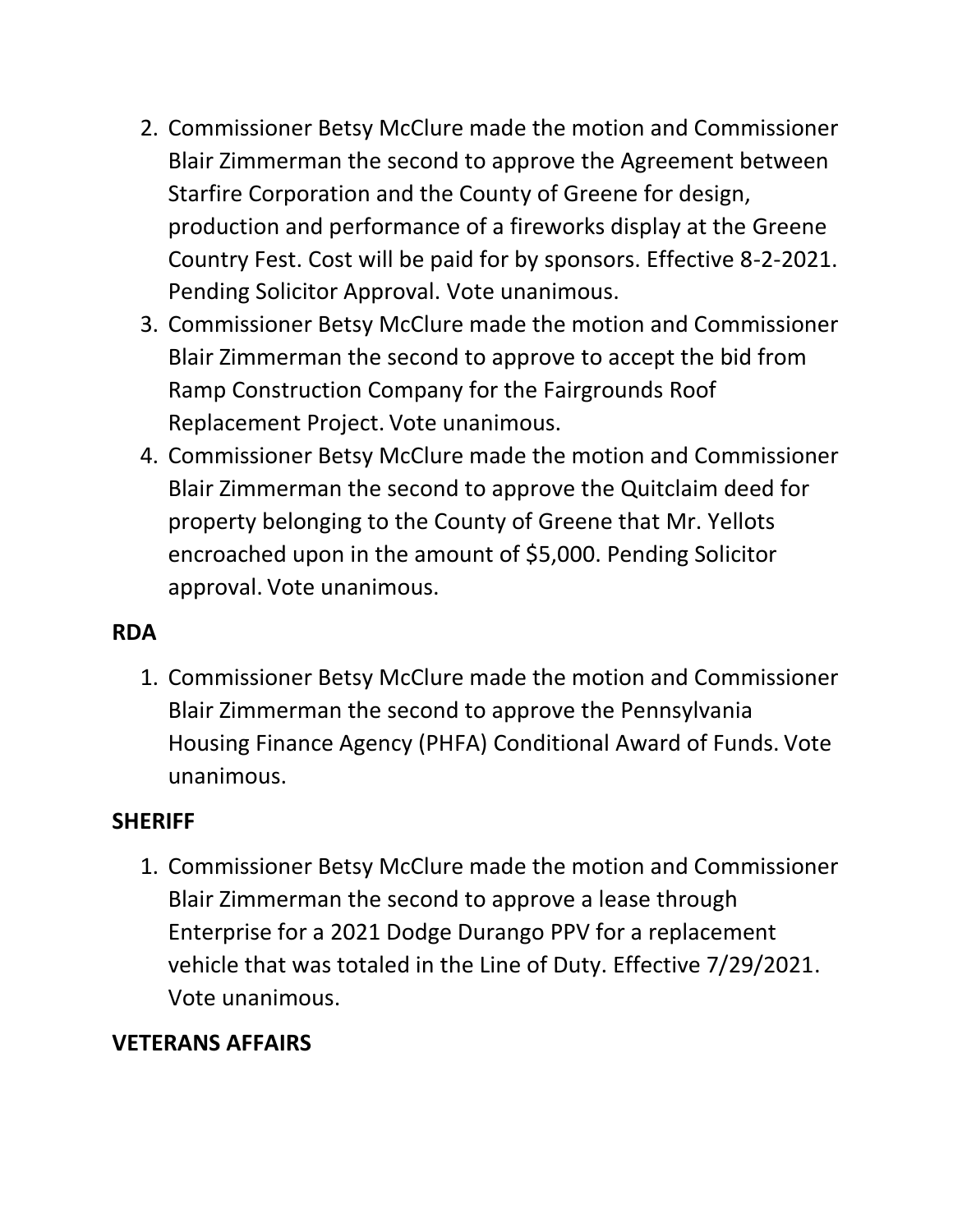2. Commissioner Betsy McClure made the motion and Commissioner Blair Zimmerman the second to approve the Agreement between Starfire Corporation and the County of Greene for design, production and performance of a fireworks display at the Greene Country Fest. Cost will be paid for by sponsors. Effective 8-2-2021. Pending Solicitor Approval. Vote unanimous.
3. Commissioner Betsy McClure made the motion and Commissioner Blair Zimmerman the second to approve to accept the bid from Ramp Construction Company for the Fairgrounds Roof Replacement Project. Vote unanimous.
4. Commissioner Betsy McClure made the motion and Commissioner Blair Zimmerman the second to approve the Quitclaim deed for property belonging to the County of Greene that Mr. Yellots encroached upon in the amount of $5,000. Pending Solicitor approval. Vote unanimous.

**RDA**

1. Commissioner Betsy McClure made the motion and Commissioner Blair Zimmerman the second to approve the Pennsylvania Housing Finance Agency (PHFA) Conditional Award of Funds. Vote unanimous.

**SHERIFF**

1. Commissioner Betsy McClure made the motion and Commissioner Blair Zimmerman the second to approve a lease through Enterprise for a 2021 Dodge Durango PPV for a replacement vehicle that was totaled in the Line of Duty. Effective 7/29/2021. Vote unanimous.

**VETERANS AFFAIRS**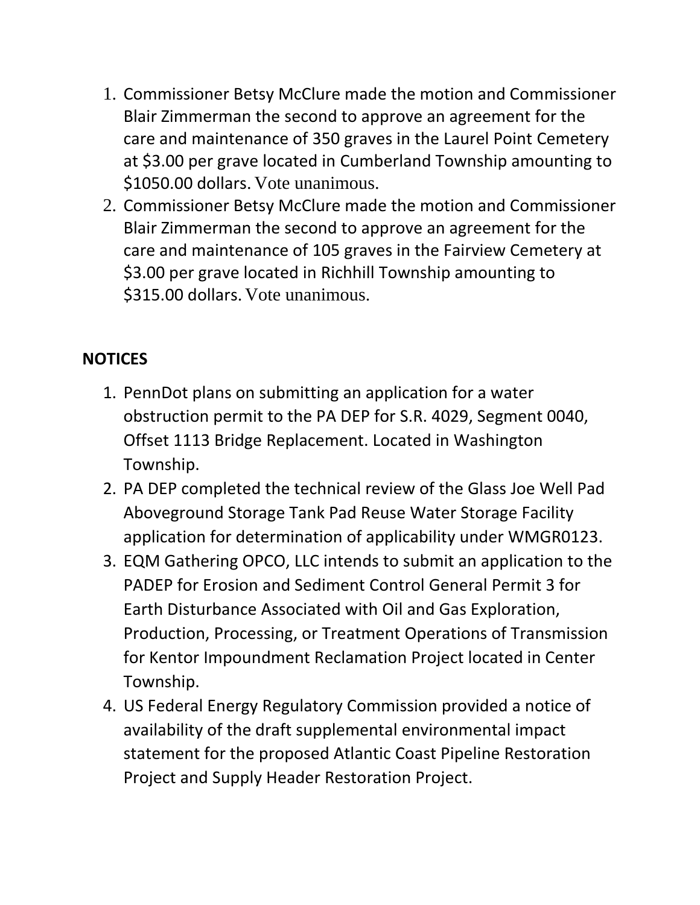1. Commissioner Betsy McClure made the motion and Commissioner Blair Zimmerman the second to approve an agreement for the care and maintenance of 350 graves in the Laurel Point Cemetery at $3.00 per grave located in Cumberland Township amounting to $1050.00 dollars. Vote unanimous.
2. Commissioner Betsy McClure made the motion and Commissioner Blair Zimmerman the second to approve an agreement for the care and maintenance of 105 graves in the Fairview Cemetery at $3.00 per grave located in Richhill Township amounting to $315.00 dollars. Vote unanimous.

**NOTICES**

1. PennDot plans on submitting an application for a water obstruction permit to the PA DEP for S.R. 4029, Segment 0040, Offset 1113 Bridge Replacement. Located in Washington Township.
2. PA DEP completed the technical review of the Glass Joe Well Pad Aboveground Storage Tank Pad Reuse Water Storage Facility application for determination of applicability under WMGR0123.
3. EQM Gathering OPCO, LLC intends to submit an application to the PADEP for Erosion and Sediment Control General Permit 3 for Earth Disturbance Associated with Oil and Gas Exploration, Production, Processing, or Treatment Operations of Transmission for Kentor Impoundment Reclamation Project located in Center Township.
4. US Federal Energy Regulatory Commission provided a notice of availability of the draft supplemental environmental impact statement for the proposed Atlantic Coast Pipeline Restoration Project and Supply Header Restoration Project.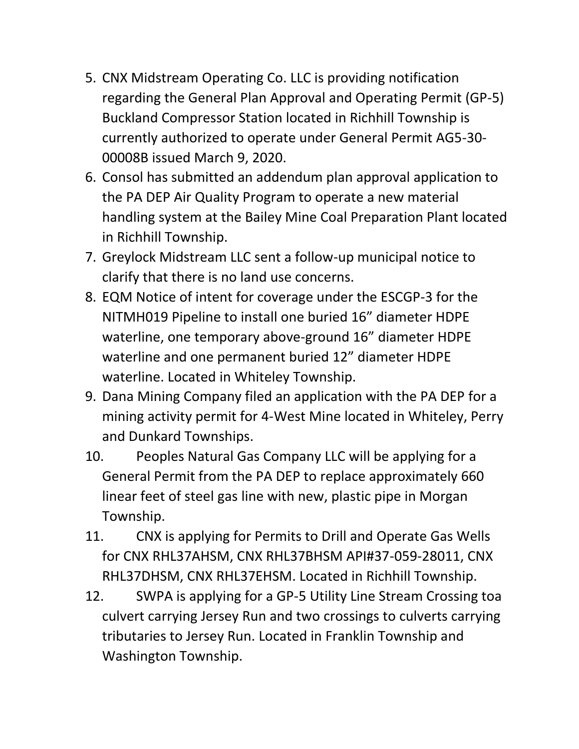5. CNX Midstream Operating Co. LLC is providing notification regarding the General Plan Approval and Operating Permit (GP-5) Buckland Compressor Station located in Richhill Township is currently authorized to operate under General Permit AG5-30-00008B issued March 9, 2020.
6. Consol has submitted an addendum plan approval application to the PA DEP Air Quality Program to operate a new material handling system at the Bailey Mine Coal Preparation Plant located in Richhill Township.
7. Greylock Midstream LLC sent a follow-up municipal notice to clarify that there is no land use concerns.
8. EQM Notice of intent for coverage under the ESCGP-3 for the NITMH019 Pipeline to install one buried 16" diameter HDPE waterline, one temporary above-ground 16" diameter HDPE waterline and one permanent buried 12" diameter HDPE waterline. Located in Whiteley Township.
9. Dana Mining Company filed an application with the PA DEP for a mining activity permit for 4-West Mine located in Whiteley, Perry and Dunkard Townships.
10. Peoples Natural Gas Company LLC will be applying for a General Permit from the PA DEP to replace approximately 660 linear feet of steel gas line with new, plastic pipe in Morgan Township.
11. CNX is applying for Permits to Drill and Operate Gas Wells for CNX RHL37AHSM, CNX RHL37BHSM API#37-059-28011, CNX RHL37DHSM, CNX RHL37EHSM. Located in Richhill Township.
12. SWPA is applying for a GP-5 Utility Line Stream Crossing toa culvert carrying Jersey Run and two crossings to culverts carrying tributaries to Jersey Run. Located in Franklin Township and Washington Township.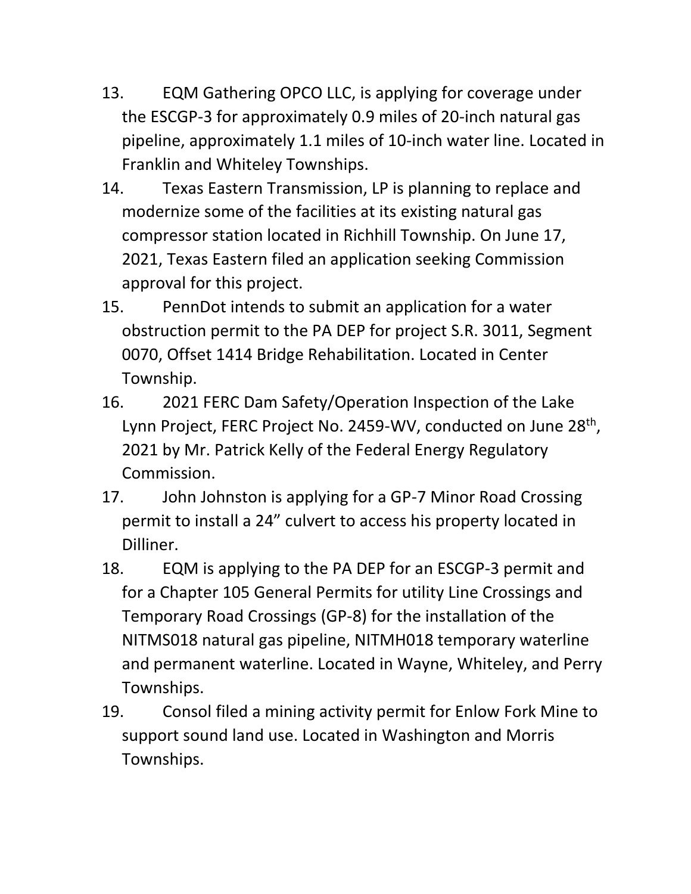13. EQM Gathering OPCO LLC, is applying for coverage under the ESCGP-3 for approximately 0.9 miles of 20-inch natural gas pipeline, approximately 1.1 miles of 10-inch water line. Located in Franklin and Whiteley Townships.
14. Texas Eastern Transmission, LP is planning to replace and modernize some of the facilities at its existing natural gas compressor station located in Richhill Township. On June 17, 2021, Texas Eastern filed an application seeking Commission approval for this project.
15. PennDot intends to submit an application for a water obstruction permit to the PA DEP for project S.R. 3011, Segment 0070, Offset 1414 Bridge Rehabilitation. Located in Center Township.
16. 2021 FERC Dam Safety/Operation Inspection of the Lake Lynn Project, FERC Project No. 2459-WV, conducted on June 28th, 2021 by Mr. Patrick Kelly of the Federal Energy Regulatory Commission.
17. John Johnston is applying for a GP-7 Minor Road Crossing permit to install a 24" culvert to access his property located in Dilliner.
18. EQM is applying to the PA DEP for an ESCGP-3 permit and for a Chapter 105 General Permits for utility Line Crossings and Temporary Road Crossings (GP-8) for the installation of the NITMS018 natural gas pipeline, NITMH018 temporary waterline and permanent waterline. Located in Wayne, Whiteley, and Perry Townships.
19. Consol filed a mining activity permit for Enlow Fork Mine to support sound land use. Located in Washington and Morris Townships.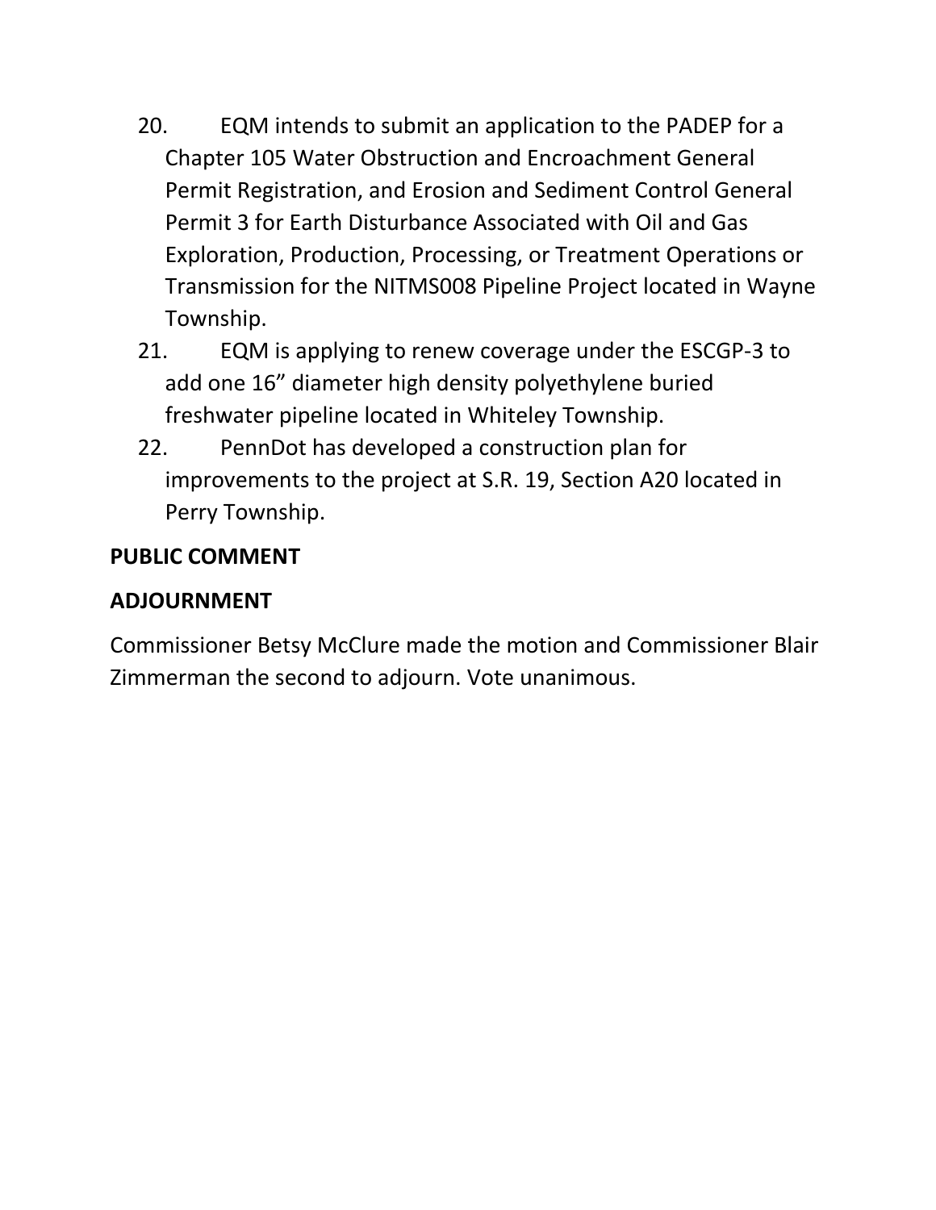20. EQM intends to submit an application to the PADEP for a Chapter 105 Water Obstruction and Encroachment General Permit Registration, and Erosion and Sediment Control General Permit 3 for Earth Disturbance Associated with Oil and Gas Exploration, Production, Processing, or Treatment Operations or Transmission for the NITMS008 Pipeline Project located in Wayne Township.
21. EQM is applying to renew coverage under the ESCGP-3 to add one 16" diameter high density polyethylene buried freshwater pipeline located in Whiteley Township.
22. PennDot has developed a construction plan for improvements to the project at S.R. 19, Section A20 located in Perry Township.

**PUBLIC COMMENT**

**ADJOURNMENT**

Commissioner Betsy McClure made the motion and Commissioner Blair Zimmerman the second to adjourn. Vote unanimous.